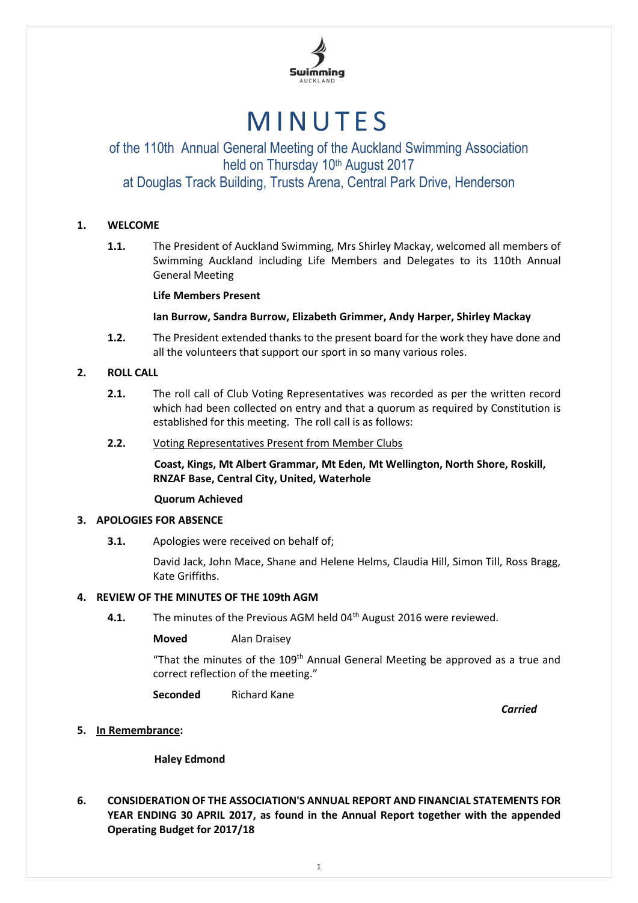# MINUTES

## of the 110th Annual General Meeting of the Auckland Swimming Association held on Thursday 10th August 2017 at Douglas Track Building, Trusts Arena, Central Park Drive, Henderson

**1. WELCOME**

**1.1.** The President of Auckland Swimming, Mrs Shirley Mackay, welcomed all members of Swimming Auckland including Life Members and Delegates to its 110th Annual General Meeting

**Life Members Present**

**Ian Burrow, Sandra Burrow, Elizabeth Grimmer, Andy Harper, Shirley Mackay**

**1.2.** The President extended thanks to the present board for the work they have done and all the volunteers that support our sport in so many various roles.

**2. ROLL CALL**

**2.1.** The roll call of Club Voting Representatives was recorded as per the written record which had been collected on entry and that a quorum as required by Constitution is established for this meeting. The roll call is as follows:

**2.2.** <u>Voting Representatives Present from Member Clubs</u>

**Coast, Kings, Mt Albert Grammar, Mt Eden, Mt Wellington, North Shore, Roskill, RNZAF Base, Central City, United, Waterhole**

**Quorum Achieved**

**3. APOLOGIES FOR ABSENCE**

**3.1.** Apologies were received on behalf of;

David Jack, John Mace, Shane and Helene Helms, Claudia Hill, Simon Till, Ross Bragg, Kate Griffiths.

**4. REVIEW OF THE MINUTES OF THE 109th AGM**

**4.1.** The minutes of the Previous AGM held 04th August 2016 were reviewed.

**Moved** Alan Draisey

"That the minutes of the 109th Annual General Meeting be approved as a true and correct reflection of the meeting."

**Seconded** Richard Kane

***Carried***

**5. <u>In Remembrance</u>:**

**Haley Edmond**

**6. CONSIDERATION OF THE ASSOCIATION'S ANNUAL REPORT AND FINANCIAL STATEMENTS FOR YEAR ENDING 30 APRIL 2017, as found in the Annual Report together with the appended Operating Budget for 2017/18**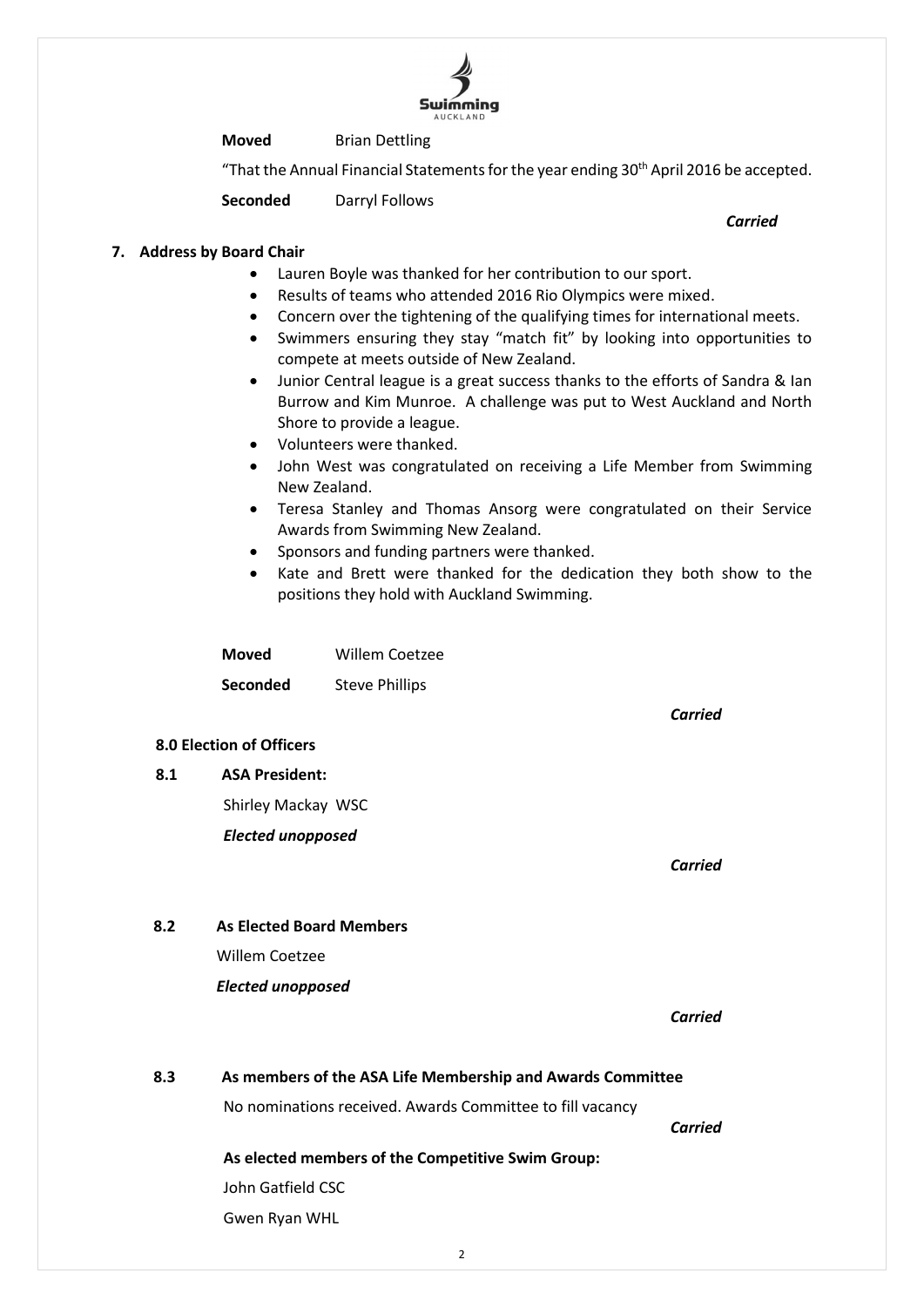**Moved** Brian Dettling

"That the Annual Financial Statements for the year ending 30th April 2016 be accepted.

**Seconded** Darryl Follows

***Carried***

## 7. Address by Board Chair

- Lauren Boyle was thanked for her contribution to our sport.
- Results of teams who attended 2016 Rio Olympics were mixed.
- Concern over the tightening of the qualifying times for international meets.
- Swimmers ensuring they stay "match fit" by looking into opportunities to compete at meets outside of New Zealand.
- Junior Central league is a great success thanks to the efforts of Sandra & Ian Burrow and Kim Munroe. A challenge was put to West Auckland and North Shore to provide a league.
- Volunteers were thanked.
- John West was congratulated on receiving a Life Member from Swimming New Zealand.
- Teresa Stanley and Thomas Ansorg were congratulated on their Service Awards from Swimming New Zealand.
- Sponsors and funding partners were thanked.
- Kate and Brett were thanked for the dedication they both show to the positions they hold with Auckland Swimming.

**Moved** Willem Coetzee

**Seconded** Steve Phillips

***Carried***

## 8.0 Election of Officers

**8.1 ASA President:**

Shirley Mackay WSC

***Elected unopposed***

***Carried***

**8.2 As Elected Board Members**

Willem Coetzee

***Elected unopposed***

***Carried***

**8.3 As members of the ASA Life Membership and Awards Committee**

No nominations received. Awards Committee to fill vacancy

***Carried***

**As elected members of the Competitive Swim Group:**

John Gatfield CSC

Gwen Ryan WHL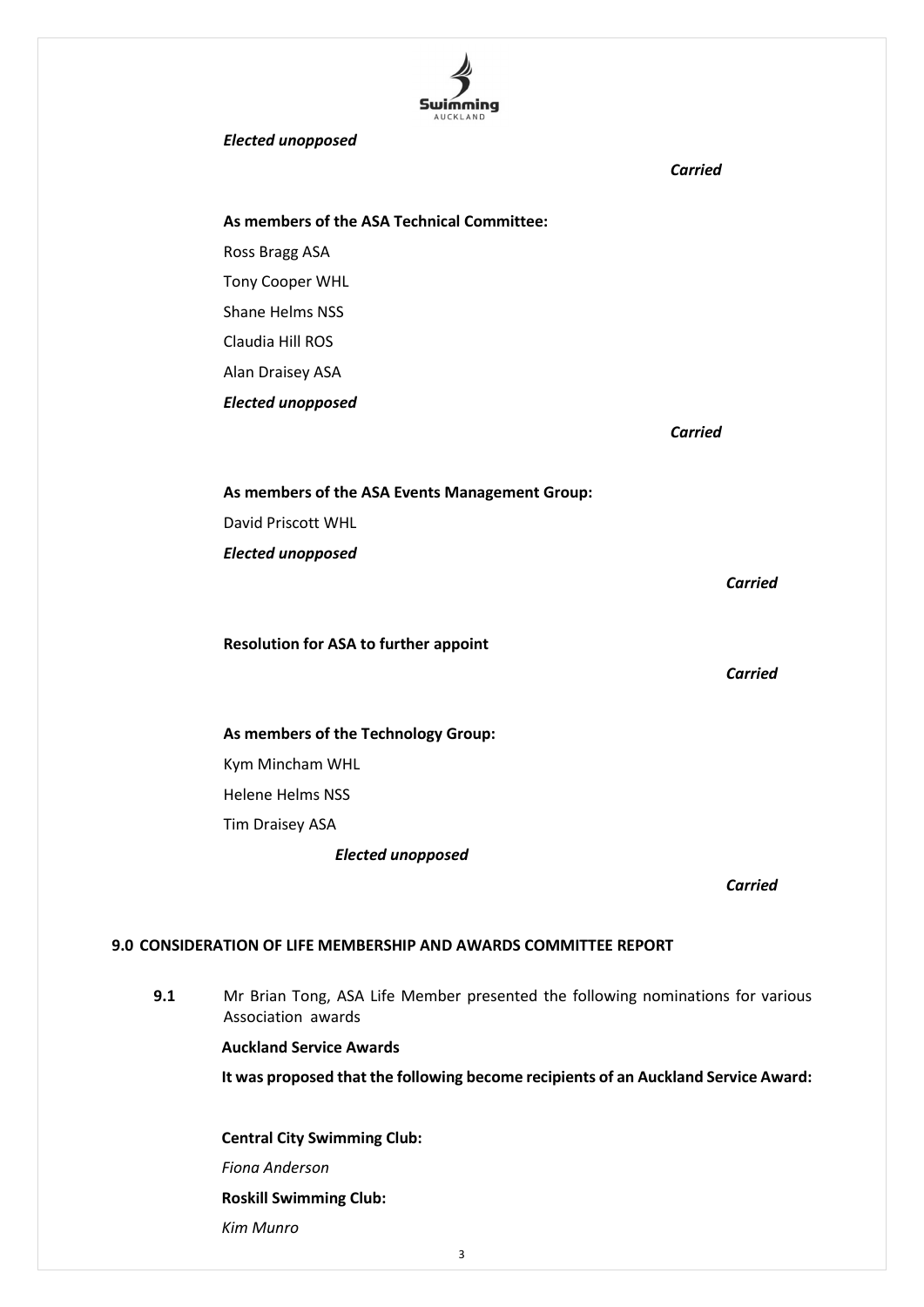***Elected unopposed***

***Carried***

**As members of the ASA Technical Committee:**

Ross Bragg ASA

Tony Cooper WHL

Shane Helms NSS

Claudia Hill ROS

Alan Draisey ASA

***Elected unopposed***

***Carried***

**As members of the ASA Events Management Group:**

David Priscott WHL

***Elected unopposed***

***Carried***

**Resolution for ASA to further appoint**

***Carried***

**As members of the Technology Group:**

Kym Mincham WHL

Helene Helms NSS

Tim Draisey ASA

***Elected unopposed***

***Carried***

## 9.0 CONSIDERATION OF LIFE MEMBERSHIP AND AWARDS COMMITTEE REPORT

**9.1** Mr Brian Tong, ASA Life Member presented the following nominations for various Association awards

**Auckland Service Awards**

**It was proposed that the following become recipients of an Auckland Service Award:**

**Central City Swimming Club:**

*Fiona Anderson*

**Roskill Swimming Club:**

*Kim Munro*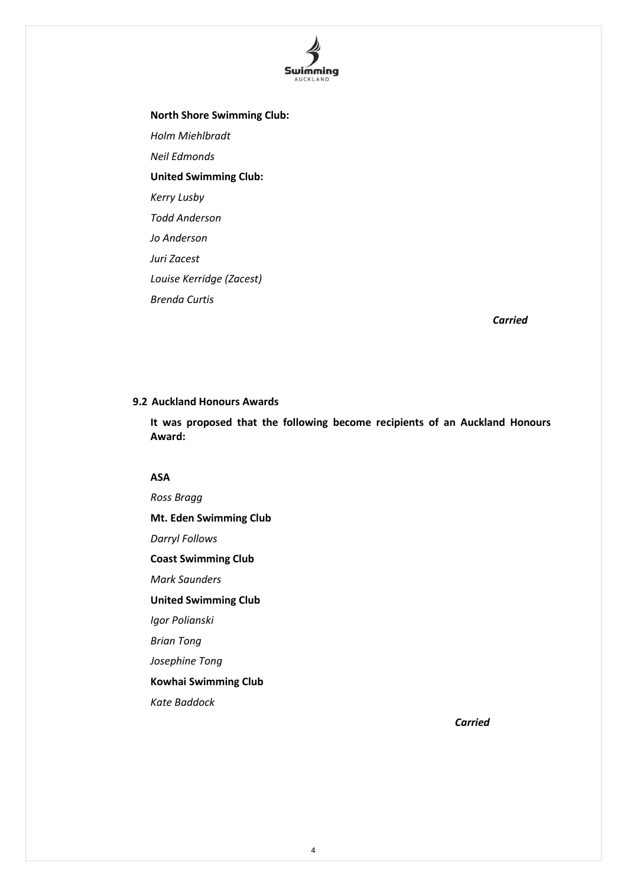**North Shore Swimming Club:**

*Holm Miehlbradt*

*Neil Edmonds*

**United Swimming Club:**

*Kerry Lusby*

*Todd Anderson*

*Jo Anderson*

*Juri Zacest*

*Louise Kerridge (Zacest)*

*Brenda Curtis*

***Carried***

### 9.2 Auckland Honours Awards

**It was proposed that the following become recipients of an Auckland Honours Award:**

**ASA**

*Ross Bragg*

**Mt. Eden Swimming Club**

*Darryl Follows*

**Coast Swimming Club**

*Mark Saunders*

**United Swimming Club**

*Igor Polianski*

*Brian Tong*

*Josephine Tong*

**Kowhai Swimming Club**

*Kate Baddock*

***Carried***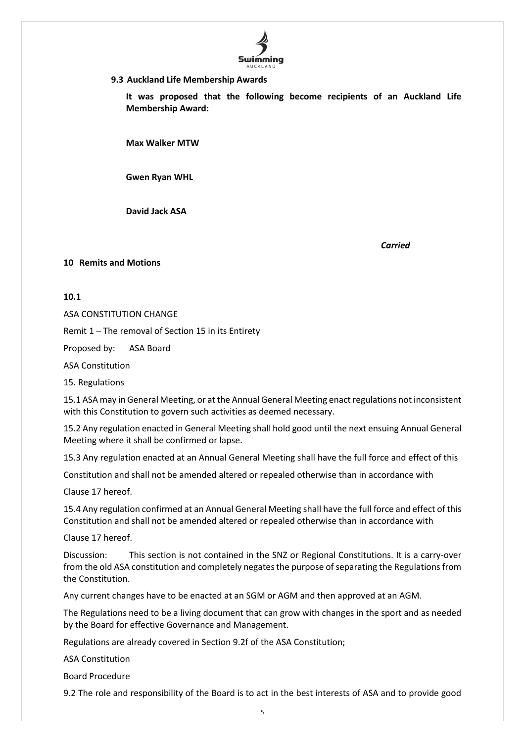### 9.3 Auckland Life Membership Awards

**It was proposed that the following become recipients of an Auckland Life Membership Award:**

**Max Walker MTW**

**Gwen Ryan WHL**

**David Jack ASA**

*Carried*

## 10 Remits and Motions

### 10.1

ASA CONSTITUTION CHANGE

Remit 1 – The removal of Section 15 in its Entirety

Proposed by: ASA Board

ASA Constitution

15. Regulations

15.1 ASA may in General Meeting, or at the Annual General Meeting enact regulations not inconsistent with this Constitution to govern such activities as deemed necessary.

15.2 Any regulation enacted in General Meeting shall hold good until the next ensuing Annual General Meeting where it shall be confirmed or lapse.

15.3 Any regulation enacted at an Annual General Meeting shall have the full force and effect of this Constitution and shall not be amended altered or repealed otherwise than in accordance with Clause 17 hereof.

15.4 Any regulation confirmed at an Annual General Meeting shall have the full force and effect of this Constitution and shall not be amended altered or repealed otherwise than in accordance with Clause 17 hereof.

Discussion: This section is not contained in the SNZ or Regional Constitutions. It is a carry-over from the old ASA constitution and completely negates the purpose of separating the Regulations from the Constitution.

Any current changes have to be enacted at an SGM or AGM and then approved at an AGM.

The Regulations need to be a living document that can grow with changes in the sport and as needed by the Board for effective Governance and Management.

Regulations are already covered in Section 9.2f of the ASA Constitution;

ASA Constitution

Board Procedure

9.2 The role and responsibility of the Board is to act in the best interests of ASA and to provide good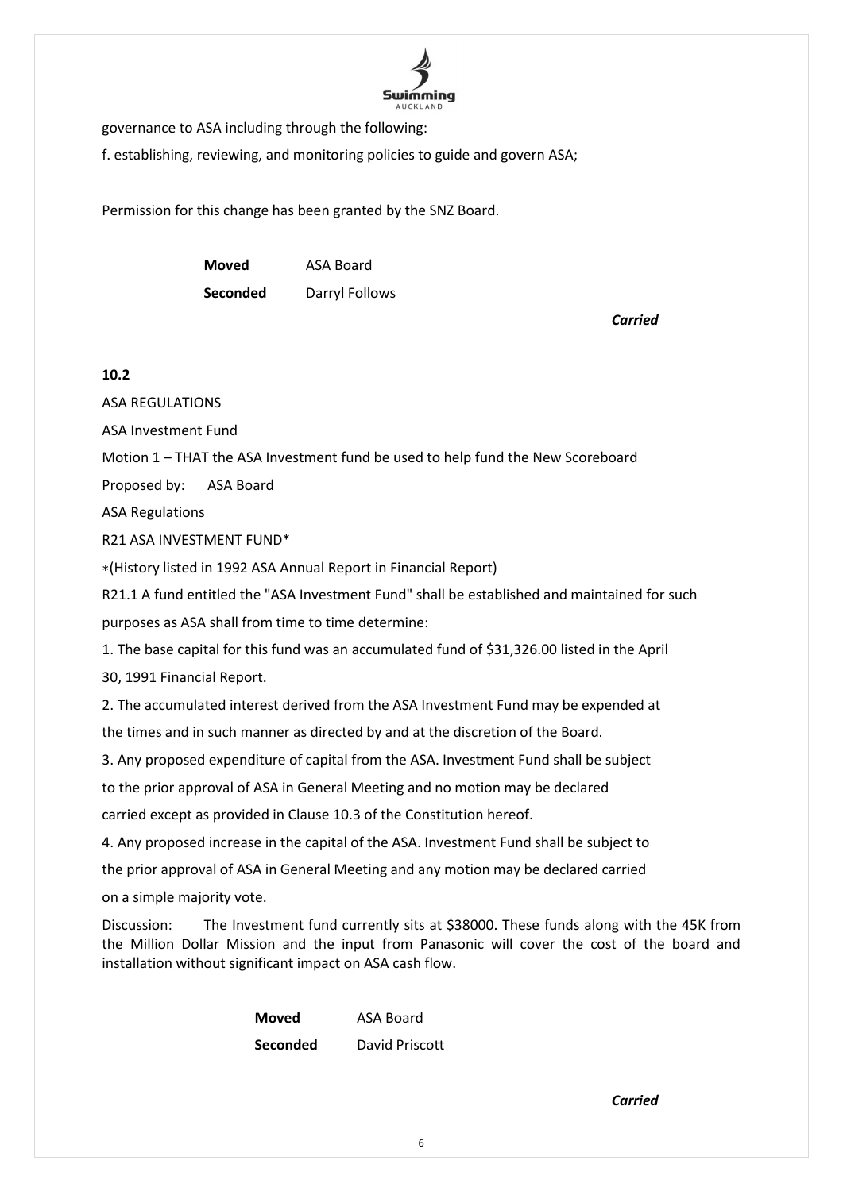governance to ASA including through the following:

f. establishing, reviewing, and monitoring policies to guide and govern ASA;

Permission for this change has been granted by the SNZ Board.

**Moved** ASA Board
**Seconded** Darryl Follows

***Carried***

**10.2**

ASA REGULATIONS

ASA Investment Fund

Motion 1 – THAT the ASA Investment fund be used to help fund the New Scoreboard

Proposed by: ASA Board

ASA Regulations

R21 ASA INVESTMENT FUND*

*(History listed in 1992 ASA Annual Report in Financial Report)

R21.1 A fund entitled the "ASA Investment Fund" shall be established and maintained for such purposes as ASA shall from time to time determine:

1. The base capital for this fund was an accumulated fund of $31,326.00 listed in the April 30, 1991 Financial Report.
2. The accumulated interest derived from the ASA Investment Fund may be expended at the times and in such manner as directed by and at the discretion of the Board.
3. Any proposed expenditure of capital from the ASA. Investment Fund shall be subject to the prior approval of ASA in General Meeting and no motion may be declared carried except as provided in Clause 10.3 of the Constitution hereof.
4. Any proposed increase in the capital of the ASA. Investment Fund shall be subject to the prior approval of ASA in General Meeting and any motion may be declared carried on a simple majority vote.

Discussion: The Investment fund currently sits at $38000. These funds along with the 45K from the Million Dollar Mission and the input from Panasonic will cover the cost of the board and installation without significant impact on ASA cash flow.

**Moved** ASA Board
**Seconded** David Priscott

***Carried***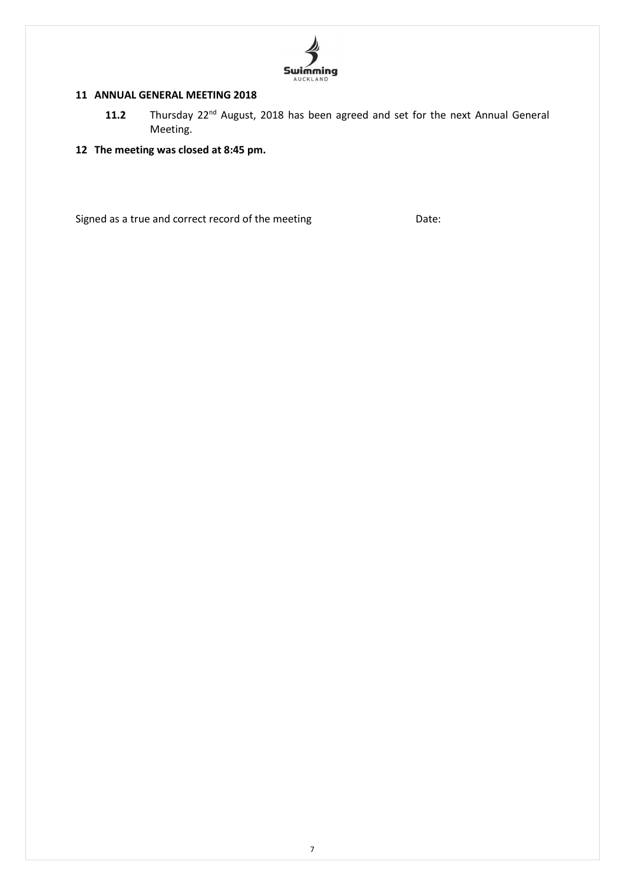## 11 ANNUAL GENERAL MEETING 2018

**11.2** Thursday 22nd August, 2018 has been agreed and set for the next Annual General Meeting.

## 12 The meeting was closed at 8:45 pm.

Signed as a true and correct record of the meeting Date: